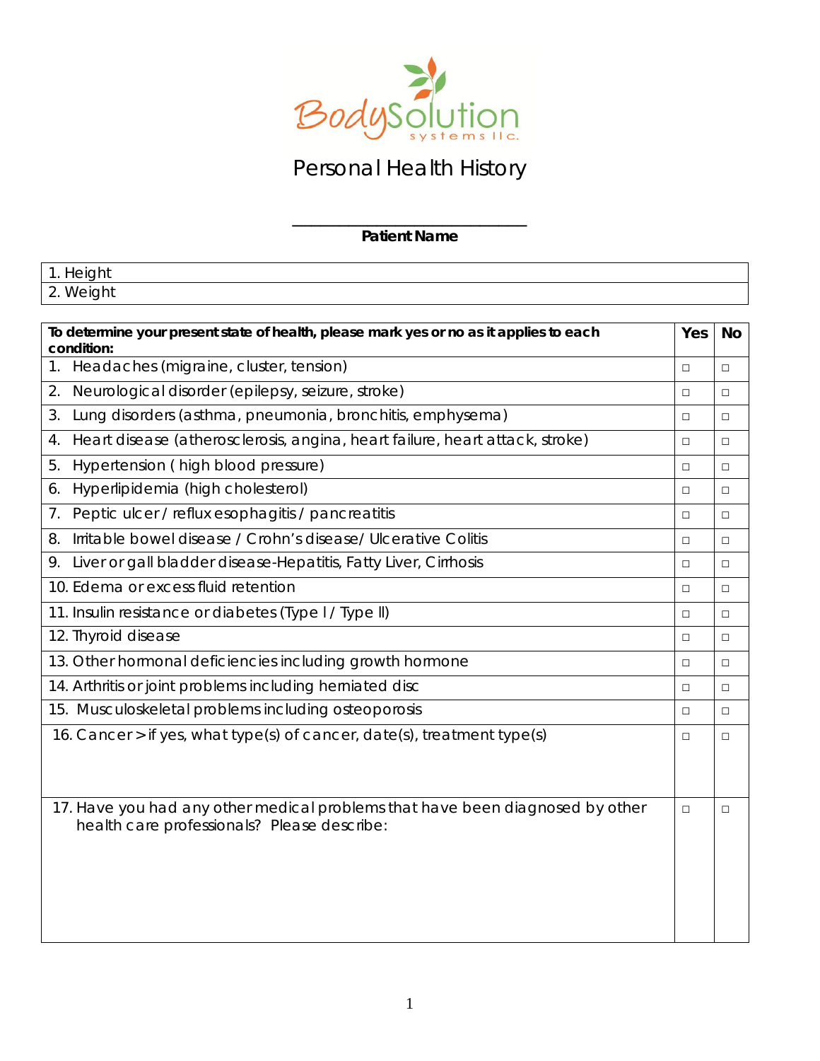BodySolution systems llc.

# Personal Health History

______________________________
**Patient Name**

| 1. Height |
|---|
| 2. Weight |

| **To determine your present state of health, please mark yes or no as it applies to each condition:** | **Yes** | **No** |
|---|---|---|
| 1. Headaches (migraine, cluster, tension) | □ | □ |
| 2. Neurological disorder (epilepsy, seizure, stroke) | □ | □ |
| 3. Lung disorders (asthma, pneumonia, bronchitis, emphysema) | □ | □ |
| 4. Heart disease (atherosclerosis, angina, heart failure, heart attack, stroke) | □ | □ |
| 5. Hypertension ( high blood pressure) | □ | □ |
| 6. Hyperlipidemia (high cholesterol) | □ | □ |
| 7. Peptic ulcer / reflux esophagitis / pancreatitis | □ | □ |
| 8. Irritable bowel disease / Crohn's disease/ Ulcerative Colitis | □ | □ |
| 9. Liver or gall bladder disease-Hepatitis, Fatty Liver, Cirrhosis | □ | □ |
| 10. Edema or excess fluid retention | □ | □ |
| 11. Insulin resistance or diabetes (Type I / Type II) | □ | □ |
| 12. Thyroid disease | □ | □ |
| 13. Other hormonal deficiencies including growth hormone | □ | □ |
| 14. Arthritis or joint problems including herniated disc | □ | □ |
| 15. Musculoskeletal problems including osteoporosis | □ | □ |
| 16. Cancer > if yes, what type(s) of cancer, date(s), treatment type(s) | □ | □ |
| 17. Have you had any other medical problems that have been diagnosed by other health care professionals? Please describe: | □ | □ |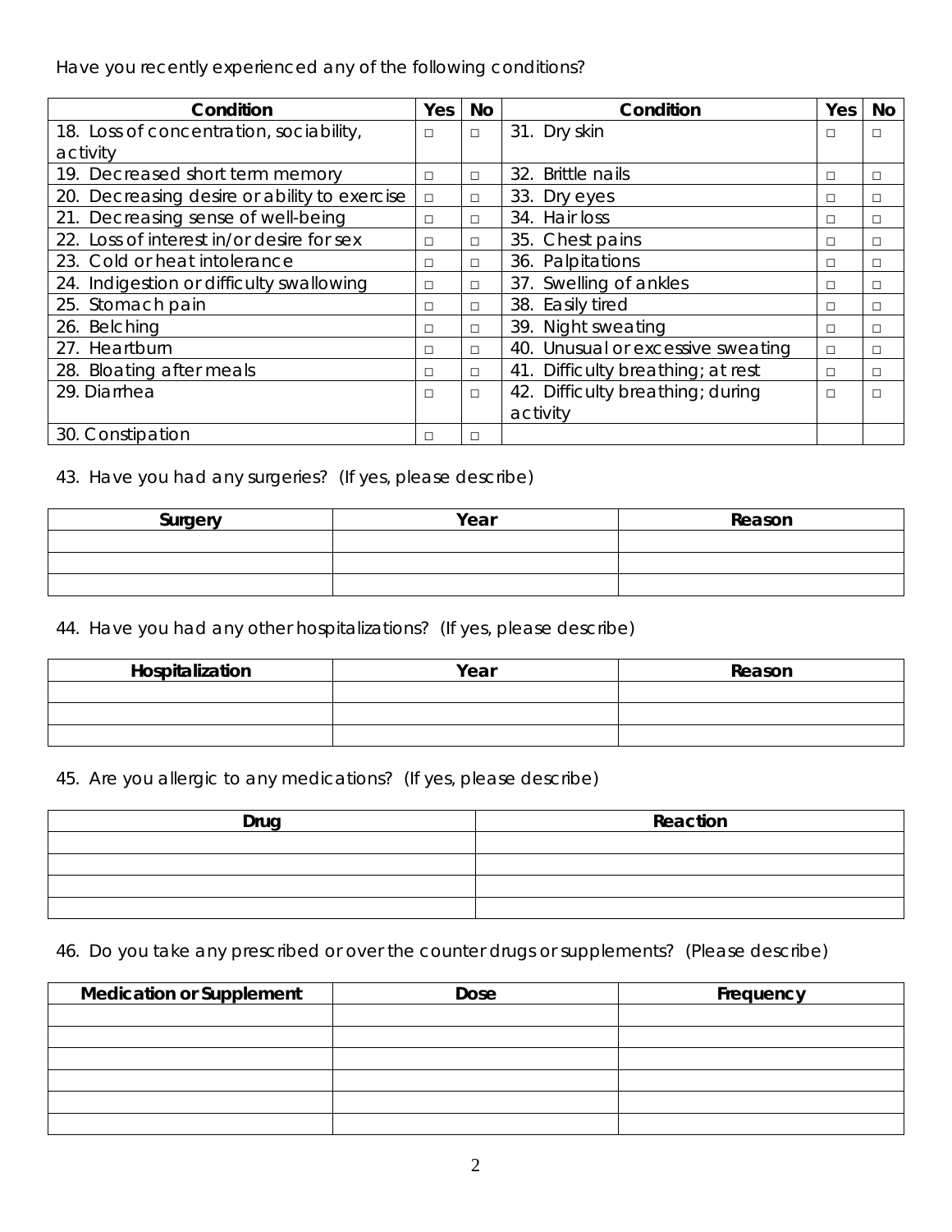Have you recently experienced any of the following conditions?

| Condition | Yes | No | Condition | Yes | No |
|---|---|---|---|---|---|
| 18. Loss of concentration, sociability, activity | □ | □ | 31. Dry skin | □ | □ |
| 19. Decreased short term memory | □ | □ | 32. Brittle nails | □ | □ |
| 20. Decreasing desire or ability to exercise | □ | □ | 33. Dry eyes | □ | □ |
| 21. Decreasing sense of well-being | □ | □ | 34. Hair loss | □ | □ |
| 22. Loss of interest in/or desire for sex | □ | □ | 35. Chest pains | □ | □ |
| 23. Cold or heat intolerance | □ | □ | 36. Palpitations | □ | □ |
| 24. Indigestion or difficulty swallowing | □ | □ | 37. Swelling of ankles | □ | □ |
| 25. Stomach pain | □ | □ | 38. Easily tired | □ | □ |
| 26. Belching | □ | □ | 39. Night sweating | □ | □ |
| 27. Heartburn | □ | □ | 40. Unusual or excessive sweating | □ | □ |
| 28. Bloating after meals | □ | □ | 41. Difficulty breathing; at rest | □ | □ |
| 29. Diarrhea | □ | □ | 42. Difficulty breathing; during activity | □ | □ |
| 30. Constipation | □ | □ | | | |

43. Have you had any surgeries? (If yes, please describe)

| Surgery | Year | Reason |
|---|---|---|
| | | |
| | | |
| | | |

44. Have you had any other hospitalizations? (If yes, please describe)

| Hospitalization | Year | Reason |
|---|---|---|
| | | |
| | | |
| | | |

45. Are you allergic to any medications? (If yes, please describe)

| Drug | Reaction |
|---|---|
| | |
| | |
| | |
| | |

46. Do you take any prescribed or over the counter drugs or supplements? (Please describe)

| Medication or Supplement | Dose | Frequency |
|---|---|---|
| | | |
| | | |
| | | |
| | | |
| | | |
| | | |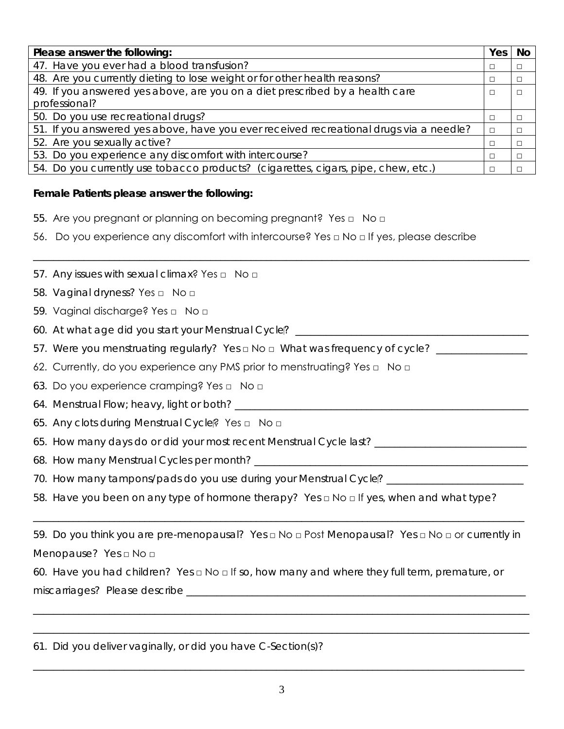| Please answer the following: | Yes | No |
|---|---|---|
| 47. Have you ever had a blood transfusion? | □ | □ |
| 48. Are you currently dieting to lose weight or for other health reasons? | □ | □ |
| 49. If you answered yes above, are you on a diet prescribed by a health care professional? | □ | □ |
| 50. Do you use recreational drugs? | □ | □ |
| 51. If you answered yes above, have you ever received recreational drugs via a needle? | □ | □ |
| 52. Are you sexually active? | □ | □ |
| 53. Do you experience any discomfort with intercourse? | □ | □ |
| 54. Do you currently use tobacco products? (cigarettes, cigars, pipe, chew, etc.) | □ | □ |

**Female Patients please answer the following:**

55. Are you pregnant or planning on becoming pregnant? Yes □ No □

56. Do you experience any discomfort with intercourse? Yes □ No □ If yes, please describe

___________________________________________________________________________

57. Any issues with sexual climax? Yes □ No □

58. Vaginal dryness? Yes □ No □

59. Vaginal discharge? Yes □ No □

60. At what age did you start your Menstrual Cycle? ___________________________________

57. Were you menstruating regularly? Yes □ No □ What was frequency of cycle? _____________

62. Currently, do you experience any PMS prior to menstruating? Yes □ No □

63. Do you experience cramping? Yes □ No □

64. Menstrual Flow; heavy, light or both? ____________________________________________

65. Any clots during Menstrual Cycle? Yes □ No □

65. How many days do or did your most recent Menstrual Cycle last? ______________________

68. How many Menstrual Cycles per month? __________________________________________

70. How many tampons/pads do you use during your Menstrual Cycle? ___________________

58. Have you been on any type of hormone therapy? Yes □ No □ If yes, when and what type?

___________________________________________________________________________

59. Do you think you are pre-menopausal? Yes □ No □ Post Menopausal? Yes □ No □ or currently in Menopause? Yes □ No □

60. Have you had children? Yes □ No □ If so, how many and where they full term, premature, or miscarriages? Please describe ___________________________________________________

___________________________________________________________________________

___________________________________________________________________________

61. Did you deliver vaginally, or did you have C-Section(s)?

___________________________________________________________________________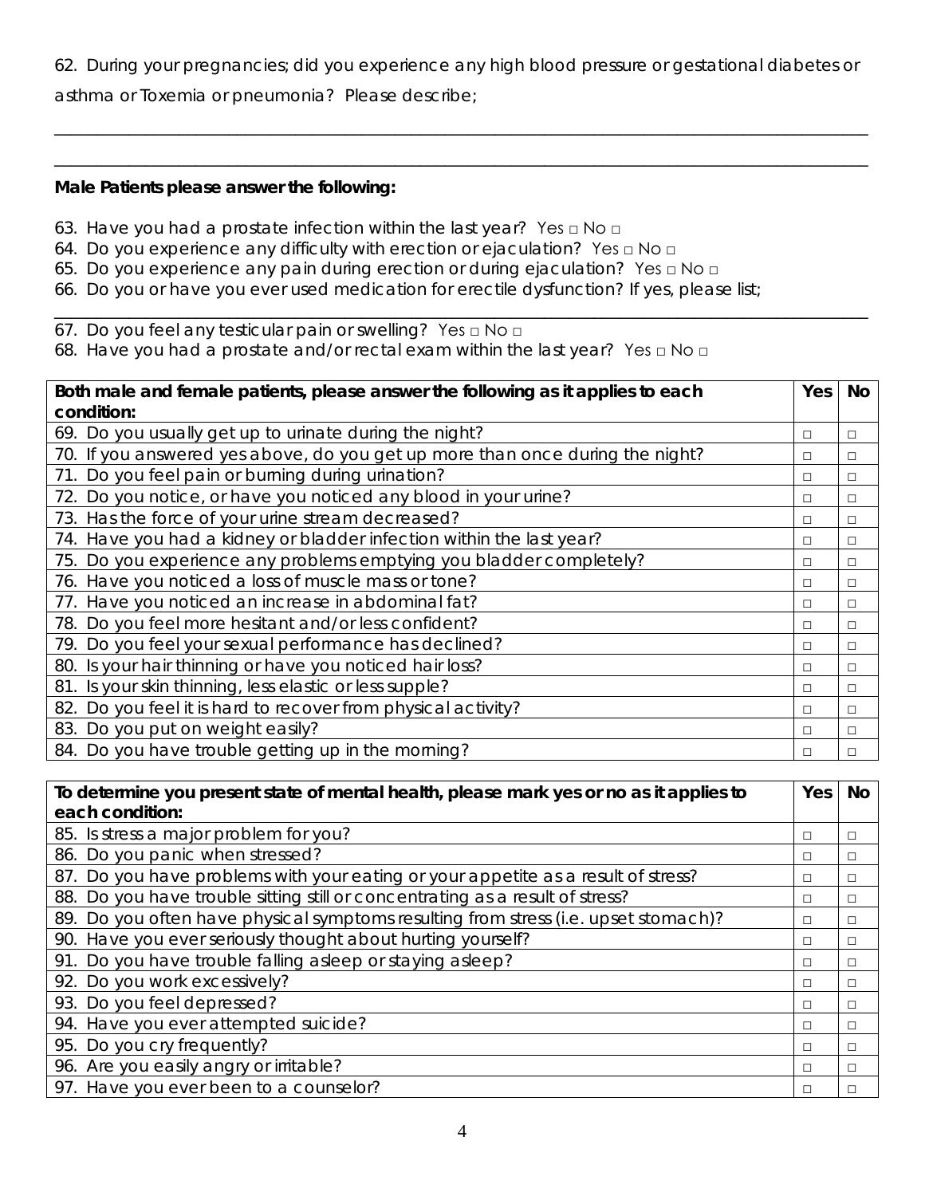62. During your pregnancies; did you experience any high blood pressure or gestational diabetes or asthma or Toxemia or pneumonia? Please describe;

___________________________________________________________________________________________

___________________________________________________________________________________________

**Male Patients please answer the following:**

63. Have you had a prostate infection within the last year? Yes □ No □
64. Do you experience any difficulty with erection or ejaculation? Yes □ No □
65. Do you experience any pain during erection or during ejaculation? Yes □ No □
66. Do you or have you ever used medication for erectile dysfunction? If yes, please list;

___________________________________________________________________________________________

67. Do you feel any testicular pain or swelling? Yes □ No □
68. Have you had a prostate and/or rectal exam within the last year? Yes □ No □

| **Both male and female patients, please answer the following as it applies to each condition:** | **Yes** | **No** |
|---|---|---|
| 69. Do you usually get up to urinate during the night? | □ | □ |
| 70. If you answered yes above, do you get up more than once during the night? | □ | □ |
| 71. Do you feel pain or burning during urination? | □ | □ |
| 72. Do you notice, or have you noticed any blood in your urine? | □ | □ |
| 73. Has the force of your urine stream decreased? | □ | □ |
| 74. Have you had a kidney or bladder infection within the last year? | □ | □ |
| 75. Do you experience any problems emptying you bladder completely? | □ | □ |
| 76. Have you noticed a loss of muscle mass or tone? | □ | □ |
| 77. Have you noticed an increase in abdominal fat? | □ | □ |
| 78. Do you feel more hesitant and/or less confident? | □ | □ |
| 79. Do you feel your sexual performance has declined? | □ | □ |
| 80. Is your hair thinning or have you noticed hair loss? | □ | □ |
| 81. Is your skin thinning, less elastic or less supple? | □ | □ |
| 82. Do you feel it is hard to recover from physical activity? | □ | □ |
| 83. Do you put on weight easily? | □ | □ |
| 84. Do you have trouble getting up in the morning? | □ | □ |

| **To determine you present state of mental health, please mark yes or no as it applies to each condition:** | **Yes** | **No** |
|---|---|---|
| 85. Is stress a major problem for you? | □ | □ |
| 86. Do you panic when stressed? | □ | □ |
| 87. Do you have problems with your eating or your appetite as a result of stress? | □ | □ |
| 88. Do you have trouble sitting still or concentrating as a result of stress? | □ | □ |
| 89. Do you often have physical symptoms resulting from stress (i.e. upset stomach)? | □ | □ |
| 90. Have you ever seriously thought about hurting yourself? | □ | □ |
| 91. Do you have trouble falling asleep or staying asleep? | □ | □ |
| 92. Do you work excessively? | □ | □ |
| 93. Do you feel depressed? | □ | □ |
| 94. Have you ever attempted suicide? | □ | □ |
| 95. Do you cry frequently? | □ | □ |
| 96. Are you easily angry or irritable? | □ | □ |
| 97. Have you ever been to a counselor? | □ | □ |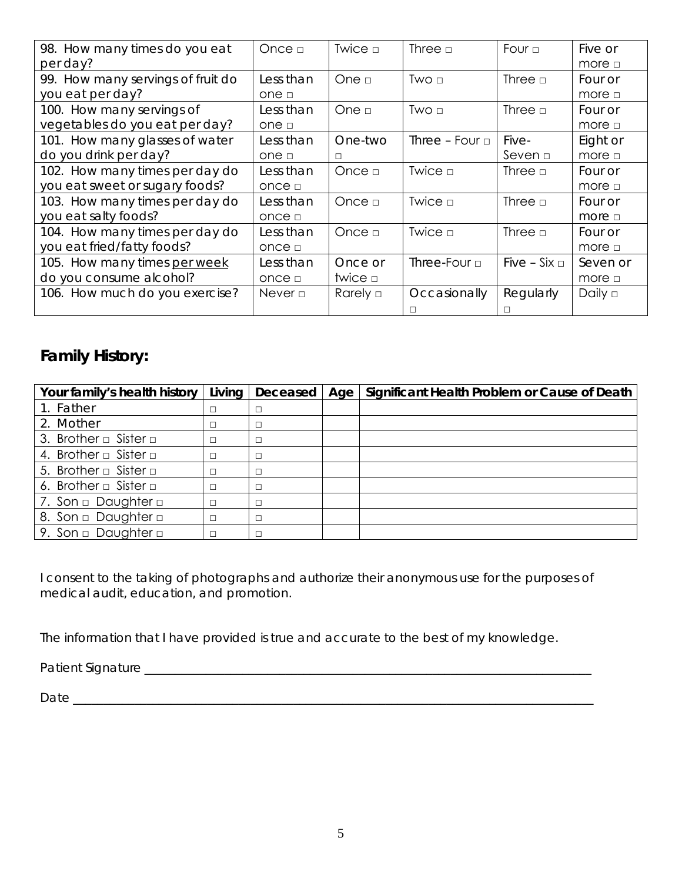| | | | | | |
|---|---|---|---|---|---|
| 98. How many times do you eat per day? | Once □ | Twice □ | Three □ | Four □ | Five or more □ |
| 99. How many servings of fruit do you eat per day? | Less than one □ | One □ | Two □ | Three □ | Four or more □ |
| 100. How many servings of vegetables do you eat per day? | Less than one □ | One □ | Two □ | Three □ | Four or more □ |
| 101. How many glasses of water do you drink per day? | Less than one □ | One-two □ | Three – Four □ | Five-Seven □ | Eight or more □ |
| 102. How many times per day do you eat sweet or sugary foods? | Less than once □ | Once □ | Twice □ | Three □ | Four or more □ |
| 103. How many times per day do you eat salty foods? | Less than once □ | Once □ | Twice □ | Three □ | Four or more □ |
| 104. How many times per day do you eat fried/fatty foods? | Less than once □ | Once □ | Twice □ | Three □ | Four or more □ |
| 105. How many times <u>per week</u> do you consume alcohol? | Less than once □ | Once or twice □ | Three-Four □ | Five – Six □ | Seven or more □ |
| 106. How much do you exercise? | Never □ | Rarely □ | Occasionally □ | Regularly □ | Daily □ |

## Family History:

| Your family's health history | Living | Deceased | Age | Significant Health Problem or Cause of Death |
|---|---|---|---|---|
| 1. Father | □ | □ | | |
| 2. Mother | □ | □ | | |
| 3. Brother □ Sister □ | □ | □ | | |
| 4. Brother □ Sister □ | □ | □ | | |
| 5. Brother □ Sister □ | □ | □ | | |
| 6. Brother □ Sister □ | □ | □ | | |
| 7. Son □ Daughter □ | □ | □ | | |
| 8. Son □ Daughter □ | □ | □ | | |
| 9. Son □ Daughter □ | □ | □ | | |

I consent to the taking of photographs and authorize their anonymous use for the purposes of medical audit, education, and promotion.

The information that I have provided is true and accurate to the best of my knowledge.

Patient Signature ______________________________________________________________________

Date ______________________________________________________________________________